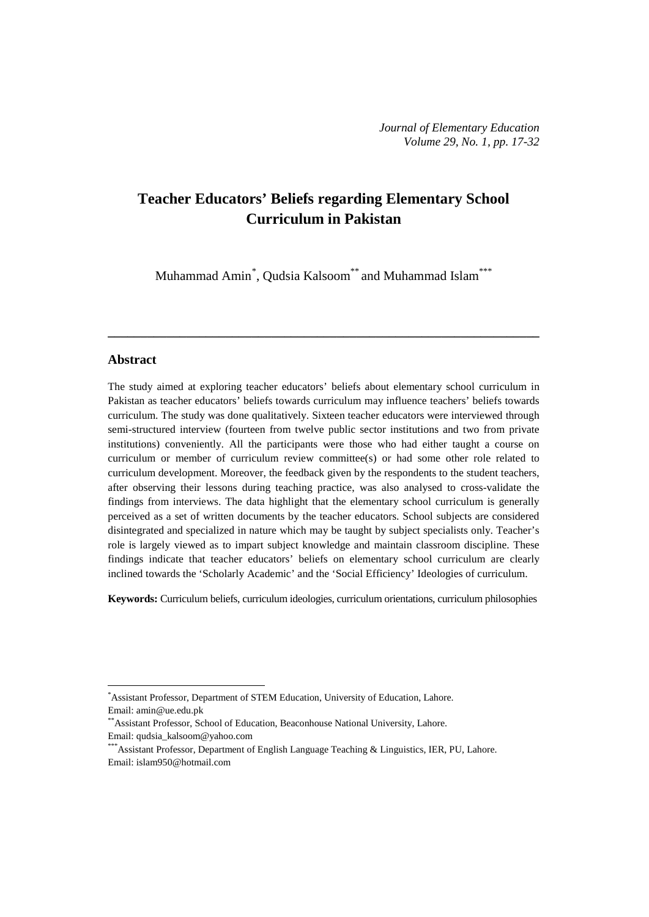# Teacher Educators' Beliefs regarding Elementary School Curriculum in Pakistan

Muhammad Amin[*], Qudsia Kalsoom[**] and Muhammad Islam[***]

---

## Abstract

The study aimed at exploring teacher educators' beliefs about elementary school curriculum in Pakistan as teacher educators' beliefs towards curriculum may influence teachers' beliefs towards curriculum. The study was done qualitatively. Sixteen teacher educators were interviewed through semi-structured interview (fourteen from twelve public sector institutions and two from private institutions) conveniently. All the participants were those who had either taught a course on curriculum or member of curriculum review committee(s) or had some other role related to curriculum development. Moreover, the feedback given by the respondents to the student teachers, after observing their lessons during teaching practice, was also analysed to cross-validate the findings from interviews. The data highlight that the elementary school curriculum is generally perceived as a set of written documents by the teacher educators. School subjects are considered disintegrated and specialized in nature which may be taught by subject specialists only. Teacher's role is largely viewed as to impart subject knowledge and maintain classroom discipline. These findings indicate that teacher educators' beliefs on elementary school curriculum are clearly inclined towards the 'Scholarly Academic' and the 'Social Efficiency' Ideologies of curriculum.

**Keywords:** Curriculum beliefs, curriculum ideologies, curriculum orientations, curriculum philosophies

---

[*] Assistant Professor, Department of STEM Education, University of Education, Lahore. Email: amin@ue.edu.pk

[**] Assistant Professor, School of Education, Beaconhouse National University, Lahore. Email: qudsia_kalsoom@yahoo.com

[***] Assistant Professor, Department of English Language Teaching & Linguistics, IER, PU, Lahore. Email: islam950@hotmail.com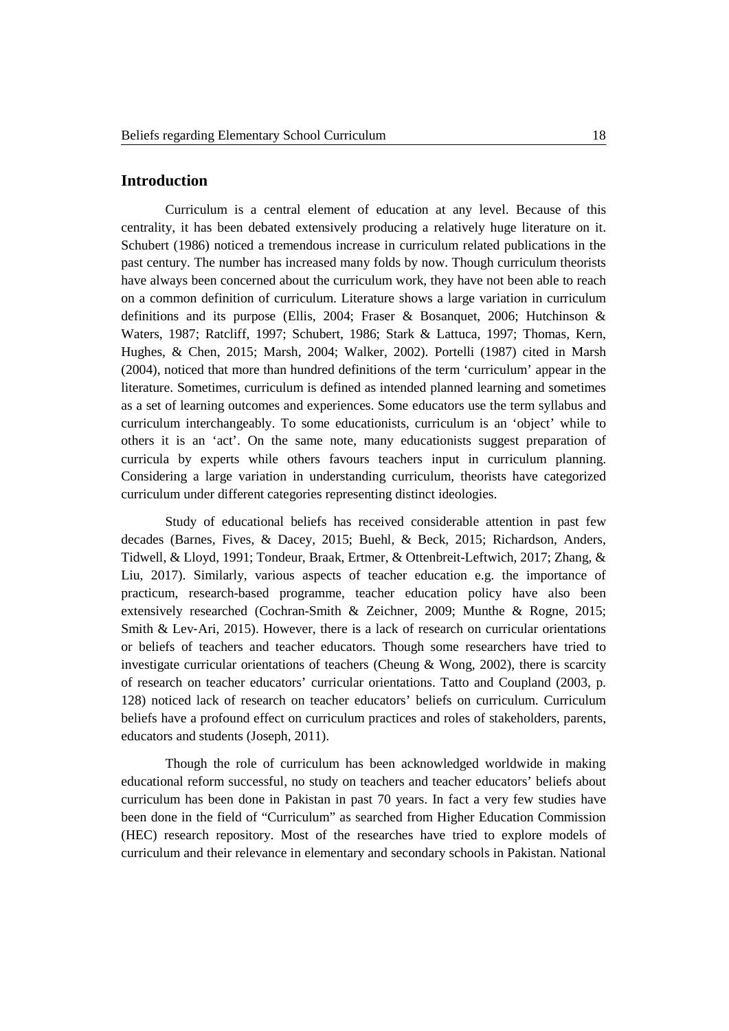## Introduction

Curriculum is a central element of education at any level. Because of this centrality, it has been debated extensively producing a relatively huge literature on it. Schubert (1986) noticed a tremendous increase in curriculum related publications in the past century. The number has increased many folds by now. Though curriculum theorists have always been concerned about the curriculum work, they have not been able to reach on a common definition of curriculum. Literature shows a large variation in curriculum definitions and its purpose (Ellis, 2004; Fraser & Bosanquet, 2006; Hutchinson & Waters, 1987; Ratcliff, 1997; Schubert, 1986; Stark & Lattuca, 1997; Thomas, Kern, Hughes, & Chen, 2015; Marsh, 2004; Walker, 2002). Portelli (1987) cited in Marsh (2004), noticed that more than hundred definitions of the term 'curriculum' appear in the literature. Sometimes, curriculum is defined as intended planned learning and sometimes as a set of learning outcomes and experiences. Some educators use the term syllabus and curriculum interchangeably. To some educationists, curriculum is an 'object' while to others it is an 'act'. On the same note, many educationists suggest preparation of curricula by experts while others favours teachers input in curriculum planning. Considering a large variation in understanding curriculum, theorists have categorized curriculum under different categories representing distinct ideologies.

Study of educational beliefs has received considerable attention in past few decades (Barnes, Fives, & Dacey, 2015; Buehl, & Beck, 2015; Richardson, Anders, Tidwell, & Lloyd, 1991; Tondeur, Braak, Ertmer, & Ottenbreit-Leftwich, 2017; Zhang, & Liu, 2017). Similarly, various aspects of teacher education e.g. the importance of practicum, research-based programme, teacher education policy have also been extensively researched (Cochran-Smith & Zeichner, 2009; Munthe & Rogne, 2015; Smith & Lev-Ari, 2015). However, there is a lack of research on curricular orientations or beliefs of teachers and teacher educators. Though some researchers have tried to investigate curricular orientations of teachers (Cheung & Wong, 2002), there is scarcity of research on teacher educators' curricular orientations. Tatto and Coupland (2003, p. 128) noticed lack of research on teacher educators' beliefs on curriculum. Curriculum beliefs have a profound effect on curriculum practices and roles of stakeholders, parents, educators and students (Joseph, 2011).

Though the role of curriculum has been acknowledged worldwide in making educational reform successful, no study on teachers and teacher educators' beliefs about curriculum has been done in Pakistan in past 70 years. In fact a very few studies have been done in the field of "Curriculum" as searched from Higher Education Commission (HEC) research repository. Most of the researches have tried to explore models of curriculum and their relevance in elementary and secondary schools in Pakistan. National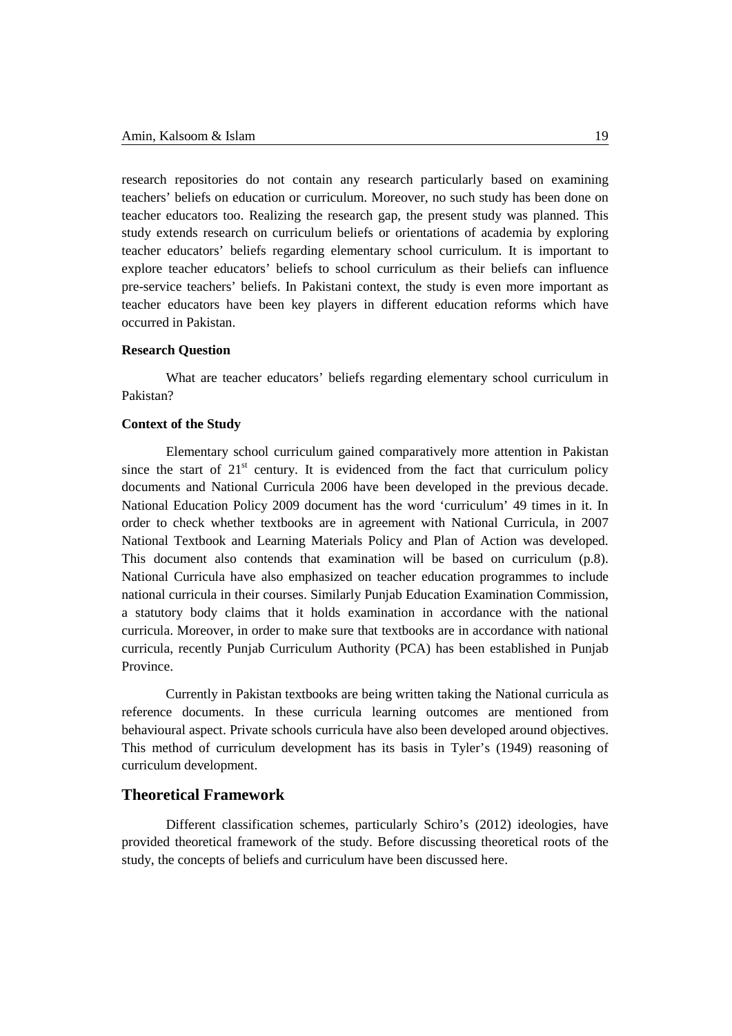research repositories do not contain any research particularly based on examining teachers' beliefs on education or curriculum. Moreover, no such study has been done on teacher educators too. Realizing the research gap, the present study was planned. This study extends research on curriculum beliefs or orientations of academia by exploring teacher educators' beliefs regarding elementary school curriculum. It is important to explore teacher educators' beliefs to school curriculum as their beliefs can influence pre-service teachers' beliefs. In Pakistani context, the study is even more important as teacher educators have been key players in different education reforms which have occurred in Pakistan.

### Research Question

What are teacher educators' beliefs regarding elementary school curriculum in Pakistan?

### Context of the Study

Elementary school curriculum gained comparatively more attention in Pakistan since the start of 21st century. It is evidenced from the fact that curriculum policy documents and National Curricula 2006 have been developed in the previous decade. National Education Policy 2009 document has the word 'curriculum' 49 times in it. In order to check whether textbooks are in agreement with National Curricula, in 2007 National Textbook and Learning Materials Policy and Plan of Action was developed. This document also contends that examination will be based on curriculum (p.8). National Curricula have also emphasized on teacher education programmes to include national curricula in their courses. Similarly Punjab Education Examination Commission, a statutory body claims that it holds examination in accordance with the national curricula. Moreover, in order to make sure that textbooks are in accordance with national curricula, recently Punjab Curriculum Authority (PCA) has been established in Punjab Province.

Currently in Pakistan textbooks are being written taking the National curricula as reference documents. In these curricula learning outcomes are mentioned from behavioural aspect. Private schools curricula have also been developed around objectives. This method of curriculum development has its basis in Tyler's (1949) reasoning of curriculum development.

## Theoretical Framework

Different classification schemes, particularly Schiro's (2012) ideologies, have provided theoretical framework of the study. Before discussing theoretical roots of the study, the concepts of beliefs and curriculum have been discussed here.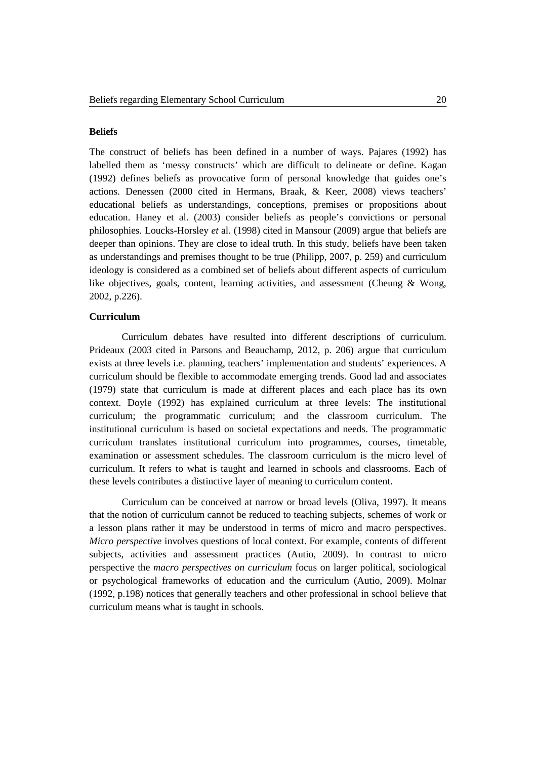**Beliefs**

The construct of beliefs has been defined in a number of ways. Pajares (1992) has labelled them as 'messy constructs' which are difficult to delineate or define. Kagan (1992) defines beliefs as provocative form of personal knowledge that guides one's actions. Denessen (2000 cited in Hermans, Braak, & Keer, 2008) views teachers' educational beliefs as understandings, conceptions, premises or propositions about education. Haney et al. (2003) consider beliefs as people's convictions or personal philosophies. Loucks-Horsley *et* al. (1998) cited in Mansour (2009) argue that beliefs are deeper than opinions. They are close to ideal truth. In this study, beliefs have been taken as understandings and premises thought to be true (Philipp, 2007, p. 259) and curriculum ideology is considered as a combined set of beliefs about different aspects of curriculum like objectives, goals, content, learning activities, and assessment (Cheung & Wong, 2002, p.226).

**Curriculum**

Curriculum debates have resulted into different descriptions of curriculum. Prideaux (2003 cited in Parsons and Beauchamp, 2012, p. 206) argue that curriculum exists at three levels i.e. planning, teachers' implementation and students' experiences. A curriculum should be flexible to accommodate emerging trends. Good lad and associates (1979) state that curriculum is made at different places and each place has its own context. Doyle (1992) has explained curriculum at three levels: The institutional curriculum; the programmatic curriculum; and the classroom curriculum. The institutional curriculum is based on societal expectations and needs. The programmatic curriculum translates institutional curriculum into programmes, courses, timetable, examination or assessment schedules. The classroom curriculum is the micro level of curriculum. It refers to what is taught and learned in schools and classrooms. Each of these levels contributes a distinctive layer of meaning to curriculum content.

Curriculum can be conceived at narrow or broad levels (Oliva, 1997). It means that the notion of curriculum cannot be reduced to teaching subjects, schemes of work or a lesson plans rather it may be understood in terms of micro and macro perspectives. *Micro perspective* involves questions of local context. For example, contents of different subjects, activities and assessment practices (Autio, 2009). In contrast to micro perspective the *macro perspectives on curriculum* focus on larger political, sociological or psychological frameworks of education and the curriculum (Autio, 2009). Molnar (1992, p.198) notices that generally teachers and other professional in school believe that curriculum means what is taught in schools.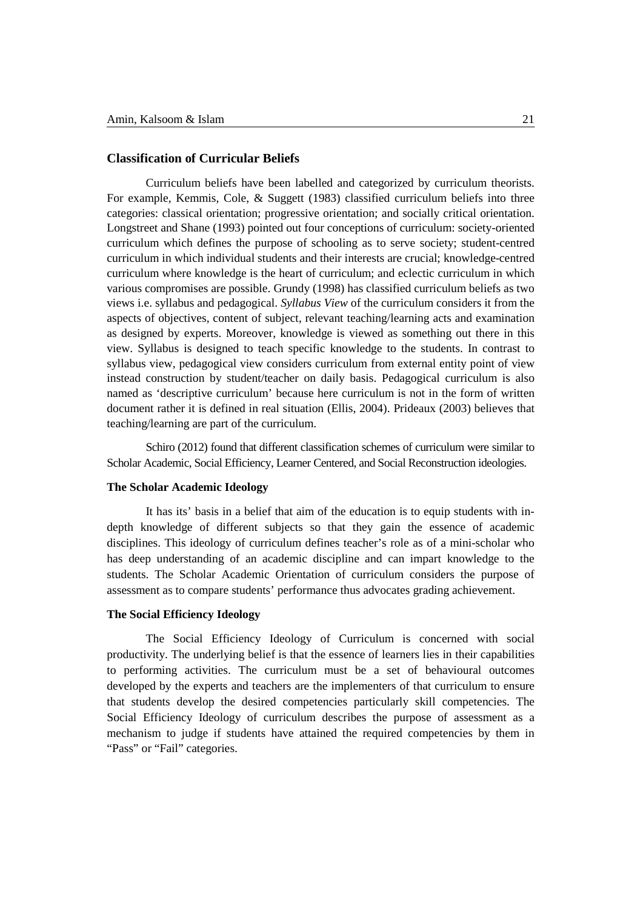## Classification of Curricular Beliefs

Curriculum beliefs have been labelled and categorized by curriculum theorists. For example, Kemmis, Cole, & Suggett (1983) classified curriculum beliefs into three categories: classical orientation; progressive orientation; and socially critical orientation. Longstreet and Shane (1993) pointed out four conceptions of curriculum: society-oriented curriculum which defines the purpose of schooling as to serve society; student-centred curriculum in which individual students and their interests are crucial; knowledge-centred curriculum where knowledge is the heart of curriculum; and eclectic curriculum in which various compromises are possible. Grundy (1998) has classified curriculum beliefs as two views i.e. syllabus and pedagogical. *Syllabus View* of the curriculum considers it from the aspects of objectives, content of subject, relevant teaching/learning acts and examination as designed by experts. Moreover, knowledge is viewed as something out there in this view. Syllabus is designed to teach specific knowledge to the students. In contrast to syllabus view, pedagogical view considers curriculum from external entity point of view instead construction by student/teacher on daily basis. Pedagogical curriculum is also named as 'descriptive curriculum' because here curriculum is not in the form of written document rather it is defined in real situation (Ellis, 2004). Prideaux (2003) believes that teaching/learning are part of the curriculum.

Schiro (2012) found that different classification schemes of curriculum were similar to Scholar Academic, Social Efficiency, Learner Centered, and Social Reconstruction ideologies.

### The Scholar Academic Ideology

It has its' basis in a belief that aim of the education is to equip students with in-depth knowledge of different subjects so that they gain the essence of academic disciplines. This ideology of curriculum defines teacher's role as of a mini-scholar who has deep understanding of an academic discipline and can impart knowledge to the students. The Scholar Academic Orientation of curriculum considers the purpose of assessment as to compare students' performance thus advocates grading achievement.

### The Social Efficiency Ideology

The Social Efficiency Ideology of Curriculum is concerned with social productivity. The underlying belief is that the essence of learners lies in their capabilities to performing activities. The curriculum must be a set of behavioural outcomes developed by the experts and teachers are the implementers of that curriculum to ensure that students develop the desired competencies particularly skill competencies. The Social Efficiency Ideology of curriculum describes the purpose of assessment as a mechanism to judge if students have attained the required competencies by them in "Pass" or "Fail" categories.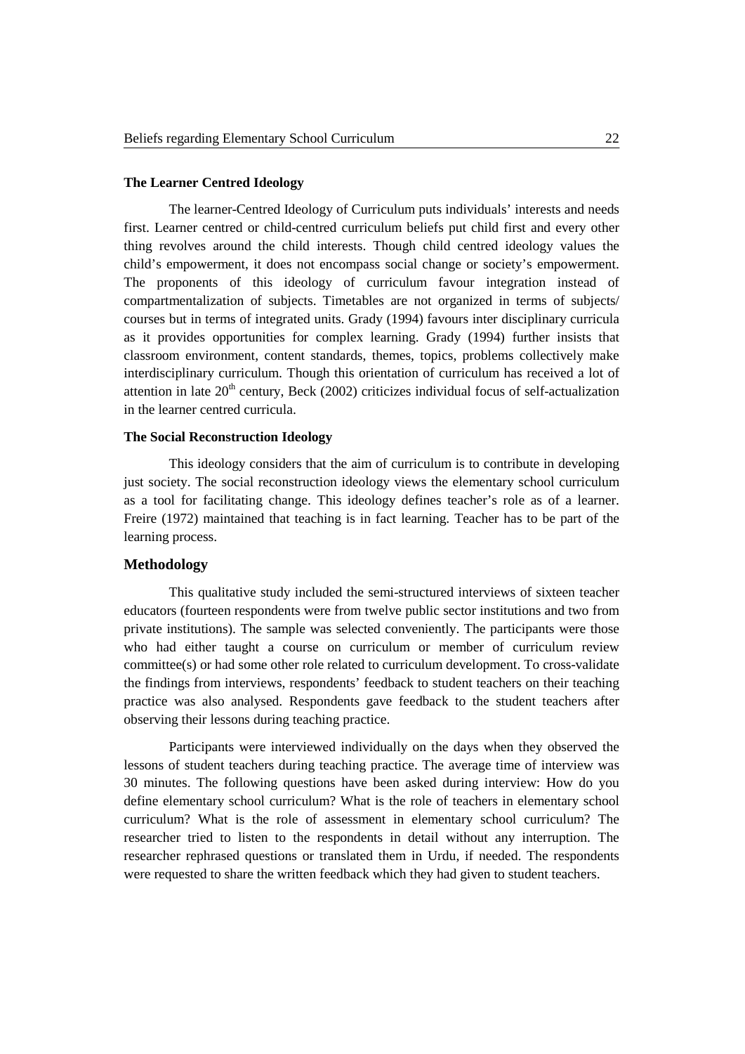### The Learner Centred Ideology

The learner-Centred Ideology of Curriculum puts individuals' interests and needs first. Learner centred or child-centred curriculum beliefs put child first and every other thing revolves around the child interests. Though child centred ideology values the child's empowerment, it does not encompass social change or society's empowerment. The proponents of this ideology of curriculum favour integration instead of compartmentalization of subjects. Timetables are not organized in terms of subjects/ courses but in terms of integrated units. Grady (1994) favours inter disciplinary curricula as it provides opportunities for complex learning. Grady (1994) further insists that classroom environment, content standards, themes, topics, problems collectively make interdisciplinary curriculum. Though this orientation of curriculum has received a lot of attention in late 20th century, Beck (2002) criticizes individual focus of self-actualization in the learner centred curricula.

### The Social Reconstruction Ideology

This ideology considers that the aim of curriculum is to contribute in developing just society. The social reconstruction ideology views the elementary school curriculum as a tool for facilitating change. This ideology defines teacher's role as of a learner. Freire (1972) maintained that teaching is in fact learning. Teacher has to be part of the learning process.

## Methodology

This qualitative study included the semi-structured interviews of sixteen teacher educators (fourteen respondents were from twelve public sector institutions and two from private institutions). The sample was selected conveniently. The participants were those who had either taught a course on curriculum or member of curriculum review committee(s) or had some other role related to curriculum development. To cross-validate the findings from interviews, respondents' feedback to student teachers on their teaching practice was also analysed. Respondents gave feedback to the student teachers after observing their lessons during teaching practice.

Participants were interviewed individually on the days when they observed the lessons of student teachers during teaching practice. The average time of interview was 30 minutes. The following questions have been asked during interview: How do you define elementary school curriculum? What is the role of teachers in elementary school curriculum? What is the role of assessment in elementary school curriculum? The researcher tried to listen to the respondents in detail without any interruption. The researcher rephrased questions or translated them in Urdu, if needed. The respondents were requested to share the written feedback which they had given to student teachers.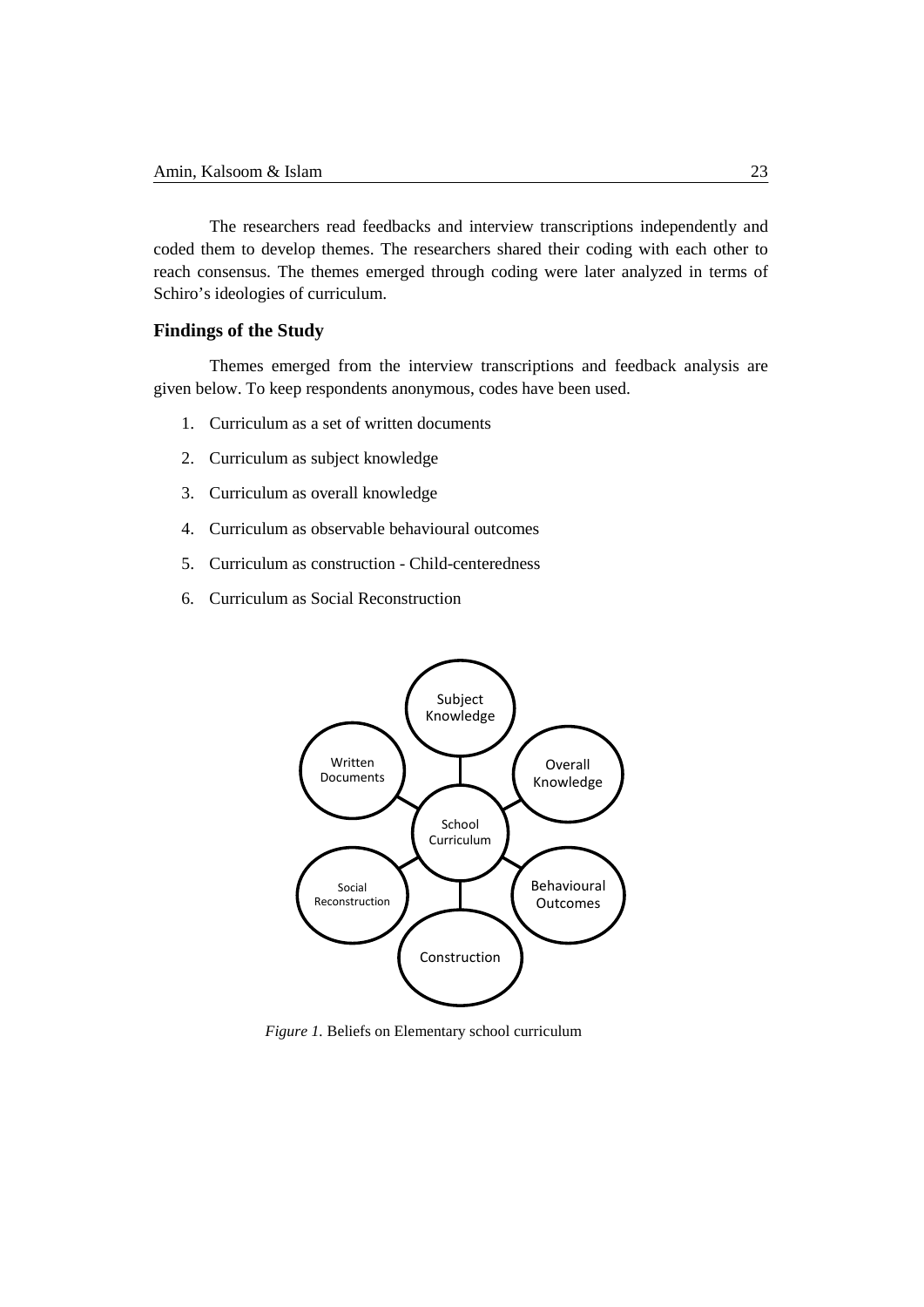The researchers read feedbacks and interview transcriptions independently and coded them to develop themes. The researchers shared their coding with each other to reach consensus. The themes emerged through coding were later analyzed in terms of Schiro's ideologies of curriculum.

## Findings of the Study

Themes emerged from the interview transcriptions and feedback analysis are given below. To keep respondents anonymous, codes have been used.

1. Curriculum as a set of written documents
2. Curriculum as subject knowledge
3. Curriculum as overall knowledge
4. Curriculum as observable behavioural outcomes
5. Curriculum as construction - Child-centeredness
6. Curriculum as Social Reconstruction

*Figure 1.* Beliefs on Elementary school curriculum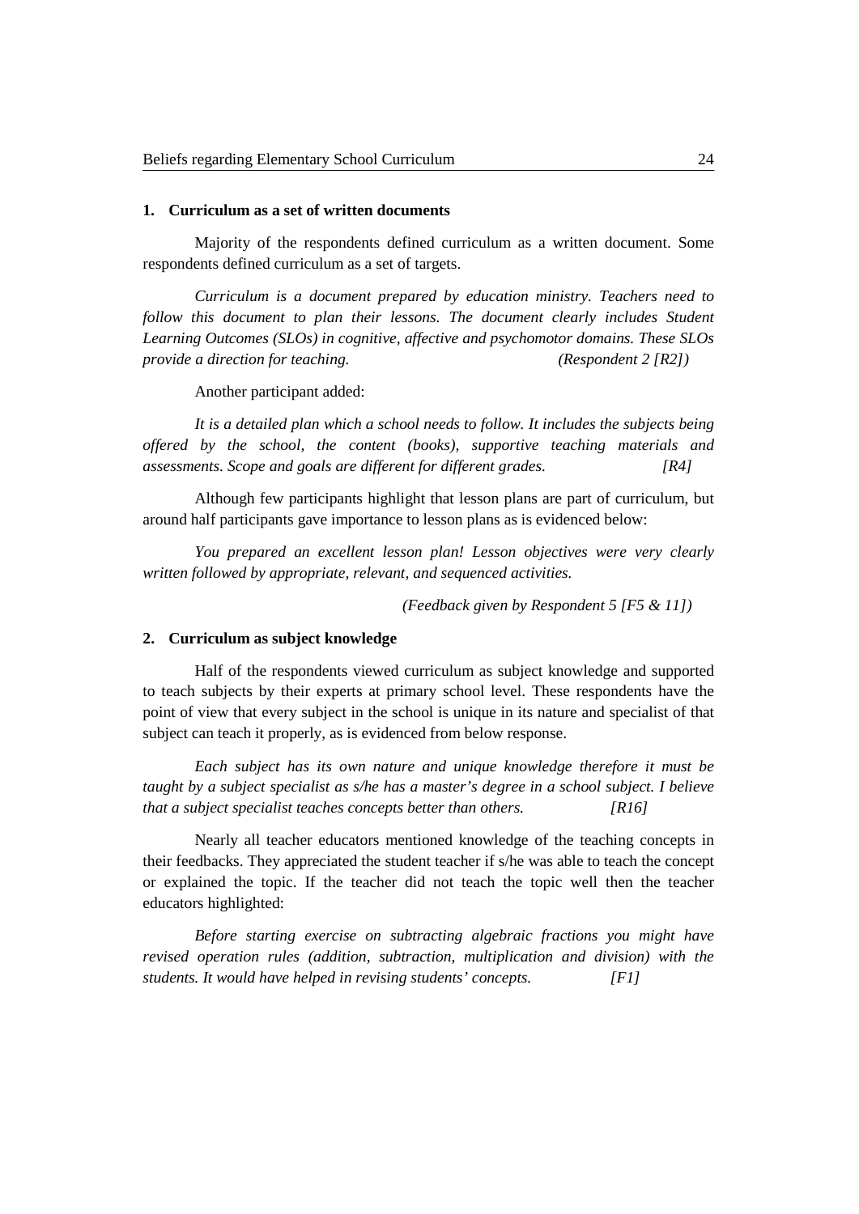### 1. Curriculum as a set of written documents

Majority of the respondents defined curriculum as a written document. Some respondents defined curriculum as a set of targets.

*Curriculum is a document prepared by education ministry. Teachers need to follow this document to plan their lessons. The document clearly includes Student Learning Outcomes (SLOs) in cognitive, affective and psychomotor domains. These SLOs provide a direction for teaching.* *(Respondent 2 [R2])*

Another participant added:

*It is a detailed plan which a school needs to follow. It includes the subjects being offered by the school, the content (books), supportive teaching materials and assessments. Scope and goals are different for different grades.* *[R4]*

Although few participants highlight that lesson plans are part of curriculum, but around half participants gave importance to lesson plans as is evidenced below:

*You prepared an excellent lesson plan! Lesson objectives were very clearly written followed by appropriate, relevant, and sequenced activities.*

*(Feedback given by Respondent 5 [F5 & 11])*

### 2. Curriculum as subject knowledge

Half of the respondents viewed curriculum as subject knowledge and supported to teach subjects by their experts at primary school level. These respondents have the point of view that every subject in the school is unique in its nature and specialist of that subject can teach it properly, as is evidenced from below response.

*Each subject has its own nature and unique knowledge therefore it must be taught by a subject specialist as s/he has a master's degree in a school subject. I believe that a subject specialist teaches concepts better than others.* *[R16]*

Nearly all teacher educators mentioned knowledge of the teaching concepts in their feedbacks. They appreciated the student teacher if s/he was able to teach the concept or explained the topic. If the teacher did not teach the topic well then the teacher educators highlighted:

*Before starting exercise on subtracting algebraic fractions you might have revised operation rules (addition, subtraction, multiplication and division) with the students. It would have helped in revising students' concepts.* *[F1]*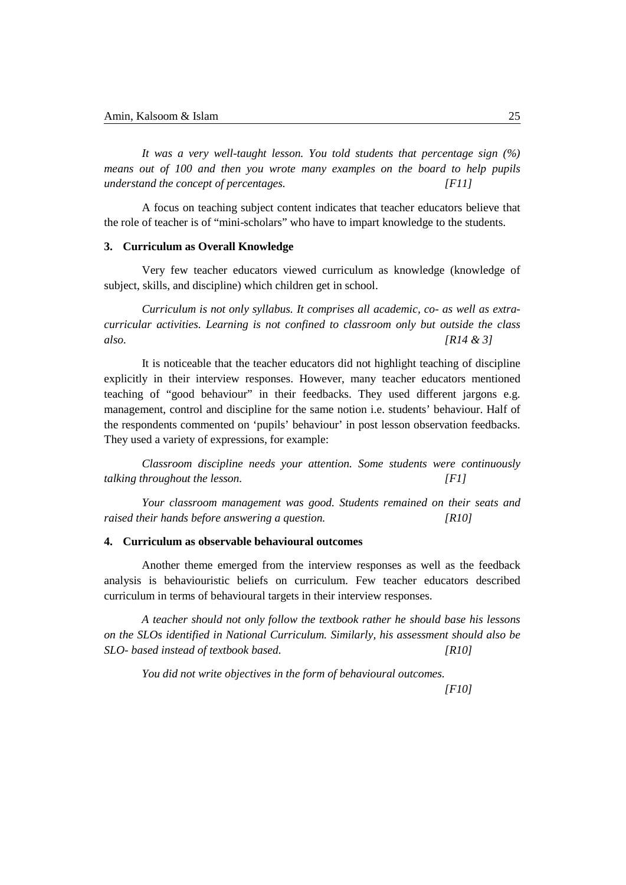*It was a very well-taught lesson. You told students that percentage sign (%) means out of 100 and then you wrote many examples on the board to help pupils understand the concept of percentages.* [F11]

A focus on teaching subject content indicates that teacher educators believe that the role of teacher is of "mini-scholars" who have to impart knowledge to the students.

### 3. Curriculum as Overall Knowledge

Very few teacher educators viewed curriculum as knowledge (knowledge of subject, skills, and discipline) which children get in school.

*Curriculum is not only syllabus. It comprises all academic, co- as well as extra-curricular activities. Learning is not confined to classroom only but outside the class also.* [R14 & 3]

It is noticeable that the teacher educators did not highlight teaching of discipline explicitly in their interview responses. However, many teacher educators mentioned teaching of "good behaviour" in their feedbacks. They used different jargons e.g. management, control and discipline for the same notion i.e. students' behaviour. Half of the respondents commented on 'pupils' behaviour' in post lesson observation feedbacks. They used a variety of expressions, for example:

*Classroom discipline needs your attention. Some students were continuously talking throughout the lesson.* [F1]

*Your classroom management was good. Students remained on their seats and raised their hands before answering a question.* [R10]

### 4. Curriculum as observable behavioural outcomes

Another theme emerged from the interview responses as well as the feedback analysis is behaviouristic beliefs on curriculum. Few teacher educators described curriculum in terms of behavioural targets in their interview responses.

*A teacher should not only follow the textbook rather he should base his lessons on the SLOs identified in National Curriculum. Similarly, his assessment should also be SLO- based instead of textbook based.* [R10]

*You did not write objectives in the form of behavioural outcomes.* [F10]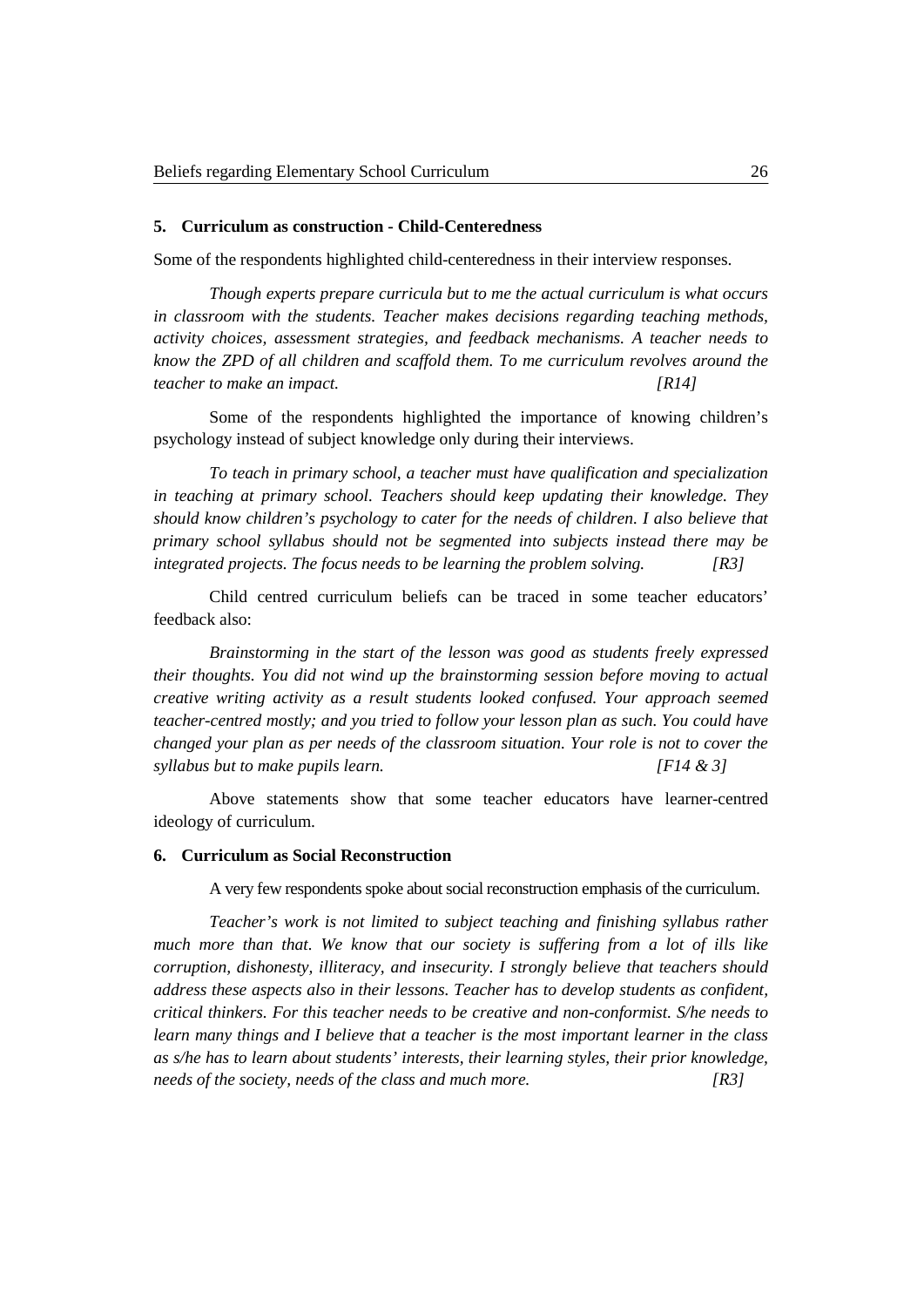**5. Curriculum as construction - Child-Centeredness**

Some of the respondents highlighted child-centeredness in their interview responses.

*Though experts prepare curricula but to me the actual curriculum is what occurs in classroom with the students. Teacher makes decisions regarding teaching methods, activity choices, assessment strategies, and feedback mechanisms. A teacher needs to know the ZPD of all children and scaffold them. To me curriculum revolves around the teacher to make an impact.* *[R14]*

Some of the respondents highlighted the importance of knowing children's psychology instead of subject knowledge only during their interviews.

*To teach in primary school, a teacher must have qualification and specialization in teaching at primary school. Teachers should keep updating their knowledge. They should know children's psychology to cater for the needs of children. I also believe that primary school syllabus should not be segmented into subjects instead there may be integrated projects. The focus needs to be learning the problem solving.* *[R3]*

Child centred curriculum beliefs can be traced in some teacher educators' feedback also:

*Brainstorming in the start of the lesson was good as students freely expressed their thoughts. You did not wind up the brainstorming session before moving to actual creative writing activity as a result students looked confused. Your approach seemed teacher-centred mostly; and you tried to follow your lesson plan as such. You could have changed your plan as per needs of the classroom situation. Your role is not to cover the syllabus but to make pupils learn.* *[F14 & 3]*

Above statements show that some teacher educators have learner-centred ideology of curriculum.

**6. Curriculum as Social Reconstruction**

A very few respondents spoke about social reconstruction emphasis of the curriculum.

*Teacher's work is not limited to subject teaching and finishing syllabus rather much more than that. We know that our society is suffering from a lot of ills like corruption, dishonesty, illiteracy, and insecurity. I strongly believe that teachers should address these aspects also in their lessons. Teacher has to develop students as confident, critical thinkers. For this teacher needs to be creative and non-conformist. S/he needs to learn many things and I believe that a teacher is the most important learner in the class as s/he has to learn about students' interests, their learning styles, their prior knowledge, needs of the society, needs of the class and much more.* *[R3]*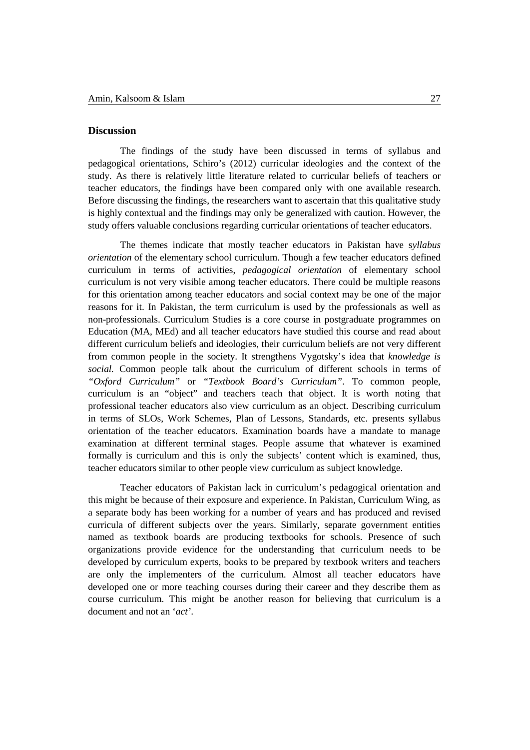## Discussion

The findings of the study have been discussed in terms of syllabus and pedagogical orientations, Schiro's (2012) curricular ideologies and the context of the study. As there is relatively little literature related to curricular beliefs of teachers or teacher educators, the findings have been compared only with one available research. Before discussing the findings, the researchers want to ascertain that this qualitative study is highly contextual and the findings may only be generalized with caution. However, the study offers valuable conclusions regarding curricular orientations of teacher educators.

The themes indicate that mostly teacher educators in Pakistan have s*yllabus orientation* of the elementary school curriculum. Though a few teacher educators defined curriculum in terms of activities, *pedagogical orientation* of elementary school curriculum is not very visible among teacher educators. There could be multiple reasons for this orientation among teacher educators and social context may be one of the major reasons for it. In Pakistan, the term curriculum is used by the professionals as well as non-professionals. Curriculum Studies is a core course in postgraduate programmes on Education (MA, MEd) and all teacher educators have studied this course and read about different curriculum beliefs and ideologies, their curriculum beliefs are not very different from common people in the society. It strengthens Vygotsky's idea that *knowledge is social.* Common people talk about the curriculum of different schools in terms of *"Oxford Curriculum"* or *"Textbook Board's Curriculum"*. To common people, curriculum is an "object" and teachers teach that object. It is worth noting that professional teacher educators also view curriculum as an object. Describing curriculum in terms of SLOs, Work Schemes, Plan of Lessons, Standards, etc. presents syllabus orientation of the teacher educators. Examination boards have a mandate to manage examination at different terminal stages. People assume that whatever is examined formally is curriculum and this is only the subjects' content which is examined, thus, teacher educators similar to other people view curriculum as subject knowledge.

Teacher educators of Pakistan lack in curriculum's pedagogical orientation and this might be because of their exposure and experience. In Pakistan, Curriculum Wing, as a separate body has been working for a number of years and has produced and revised curricula of different subjects over the years. Similarly, separate government entities named as textbook boards are producing textbooks for schools. Presence of such organizations provide evidence for the understanding that curriculum needs to be developed by curriculum experts, books to be prepared by textbook writers and teachers are only the implementers of the curriculum. Almost all teacher educators have developed one or more teaching courses during their career and they describe them as course curriculum. This might be another reason for believing that curriculum is a document and not an '*act*'.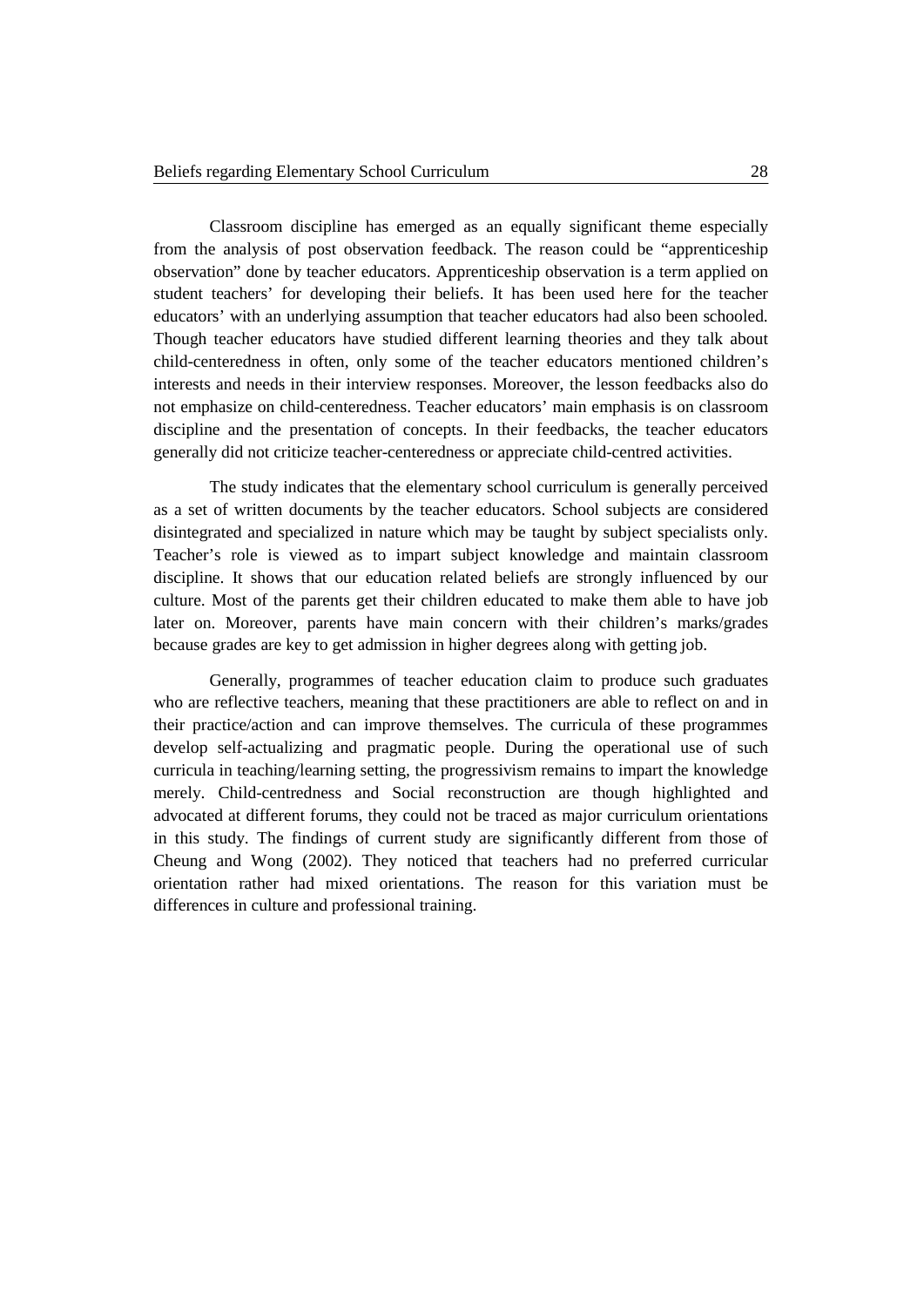Classroom discipline has emerged as an equally significant theme especially from the analysis of post observation feedback. The reason could be "apprenticeship observation" done by teacher educators. Apprenticeship observation is a term applied on student teachers' for developing their beliefs. It has been used here for the teacher educators' with an underlying assumption that teacher educators had also been schooled. Though teacher educators have studied different learning theories and they talk about child-centeredness in often, only some of the teacher educators mentioned children's interests and needs in their interview responses. Moreover, the lesson feedbacks also do not emphasize on child-centeredness. Teacher educators' main emphasis is on classroom discipline and the presentation of concepts. In their feedbacks, the teacher educators generally did not criticize teacher-centeredness or appreciate child-centred activities.

The study indicates that the elementary school curriculum is generally perceived as a set of written documents by the teacher educators. School subjects are considered disintegrated and specialized in nature which may be taught by subject specialists only. Teacher's role is viewed as to impart subject knowledge and maintain classroom discipline. It shows that our education related beliefs are strongly influenced by our culture. Most of the parents get their children educated to make them able to have job later on. Moreover, parents have main concern with their children's marks/grades because grades are key to get admission in higher degrees along with getting job.

Generally, programmes of teacher education claim to produce such graduates who are reflective teachers, meaning that these practitioners are able to reflect on and in their practice/action and can improve themselves. The curricula of these programmes develop self-actualizing and pragmatic people. During the operational use of such curricula in teaching/learning setting, the progressivism remains to impart the knowledge merely. Child-centredness and Social reconstruction are though highlighted and advocated at different forums, they could not be traced as major curriculum orientations in this study. The findings of current study are significantly different from those of Cheung and Wong (2002). They noticed that teachers had no preferred curricular orientation rather had mixed orientations. The reason for this variation must be differences in culture and professional training.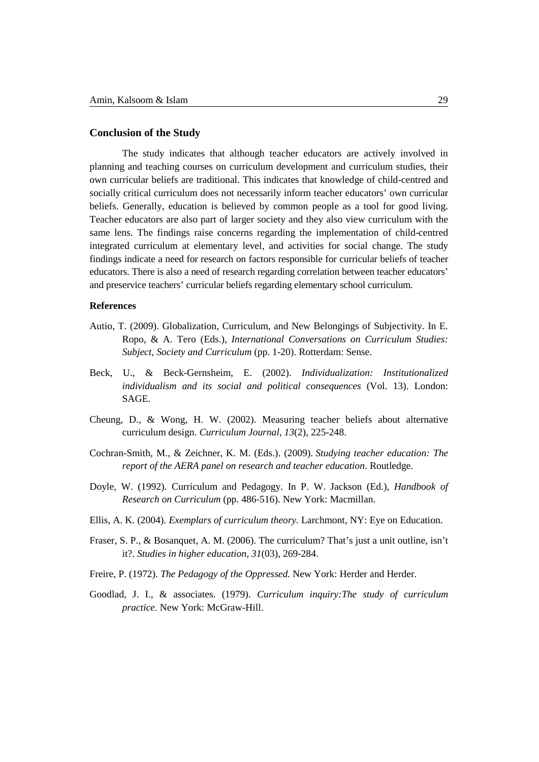## Conclusion of the Study

The study indicates that although teacher educators are actively involved in planning and teaching courses on curriculum development and curriculum studies, their own curricular beliefs are traditional. This indicates that knowledge of child-centred and socially critical curriculum does not necessarily inform teacher educators' own curricular beliefs. Generally, education is believed by common people as a tool for good living. Teacher educators are also part of larger society and they also view curriculum with the same lens. The findings raise concerns regarding the implementation of child-centred integrated curriculum at elementary level, and activities for social change. The study findings indicate a need for research on factors responsible for curricular beliefs of teacher educators. There is also a need of research regarding correlation between teacher educators' and preservice teachers' curricular beliefs regarding elementary school curriculum.

## References

Autio, T. (2009). Globalization, Curriculum, and New Belongings of Subjectivity. In E. Ropo, & A. Tero (Eds.), *International Conversations on Curriculum Studies: Subject, Society and Curriculum* (pp. 1-20). Rotterdam: Sense.

Beck, U., & Beck-Gernsheim, E. (2002). *Individualization: Institutionalized individualism and its social and political consequences* (Vol. 13). London: SAGE.

Cheung, D., & Wong, H. W. (2002). Measuring teacher beliefs about alternative curriculum design. *Curriculum Journal*, *13*(2), 225-248.

Cochran-Smith, M., & Zeichner, K. M. (Eds.). (2009). *Studying teacher education: The report of the AERA panel on research and teacher education*. Routledge.

Doyle, W. (1992). Curriculum and Pedagogy. In P. W. Jackson (Ed.), *Handbook of Research on Curriculum* (pp. 486-516). New York: Macmillan.

Ellis, A. K. (2004). *Exemplars of curriculum theory*. Larchmont, NY: Eye on Education.

Fraser, S. P., & Bosanquet, A. M. (2006). The curriculum? That's just a unit outline, isn't it?. *Studies in higher education*, *31*(03), 269-284.

Freire, P. (1972). *The Pedagogy of the Oppressed.* New York: Herder and Herder.

Goodlad, J. I., & associates. (1979). *Curriculum inquiry:The study of curriculum practice.* New York: McGraw-Hill.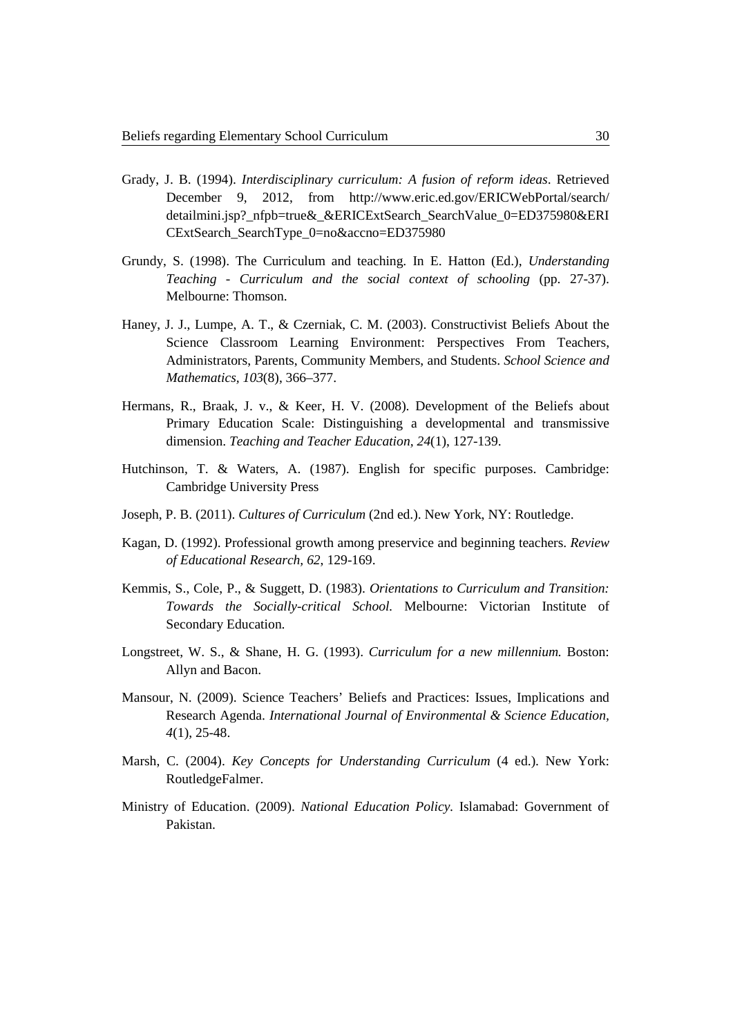Grady, J. B. (1994). *Interdisciplinary curriculum: A fusion of reform ideas*. Retrieved December 9, 2012, from http://www.eric.ed.gov/ERICWebPortal/search/detailmini.jsp?_nfpb=true&_&ERICExtSearch_SearchValue_0=ED375980&ERICExtSearch_SearchType_0=no&accno=ED375980

Grundy, S. (1998). The Curriculum and teaching. In E. Hatton (Ed.), *Understanding Teaching - Curriculum and the social context of schooling* (pp. 27-37). Melbourne: Thomson.

Haney, J. J., Lumpe, A. T., & Czerniak, C. M. (2003). Constructivist Beliefs About the Science Classroom Learning Environment: Perspectives From Teachers, Administrators, Parents, Community Members, and Students. *School Science and Mathematics, 103*(8), 366–377.

Hermans, R., Braak, J. v., & Keer, H. V. (2008). Development of the Beliefs about Primary Education Scale: Distinguishing a developmental and transmissive dimension. *Teaching and Teacher Education, 24*(1), 127-139.

Hutchinson, T. & Waters, A. (1987). English for specific purposes. Cambridge: Cambridge University Press

Joseph, P. B. (2011). *Cultures of Curriculum* (2nd ed.). New York, NY: Routledge.

Kagan, D. (1992). Professional growth among preservice and beginning teachers. *Review of Educational Research, 62*, 129-169.

Kemmis, S., Cole, P., & Suggett, D. (1983). *Orientations to Curriculum and Transition: Towards the Socially-critical School.* Melbourne: Victorian Institute of Secondary Education.

Longstreet, W. S., & Shane, H. G. (1993). *Curriculum for a new millennium.* Boston: Allyn and Bacon.

Mansour, N. (2009). Science Teachers' Beliefs and Practices: Issues, Implications and Research Agenda. *International Journal of Environmental & Science Education, 4*(1), 25-48.

Marsh, C. (2004). *Key Concepts for Understanding Curriculum* (4 ed.). New York: RoutledgeFalmer.

Ministry of Education. (2009). *National Education Policy*. Islamabad: Government of Pakistan.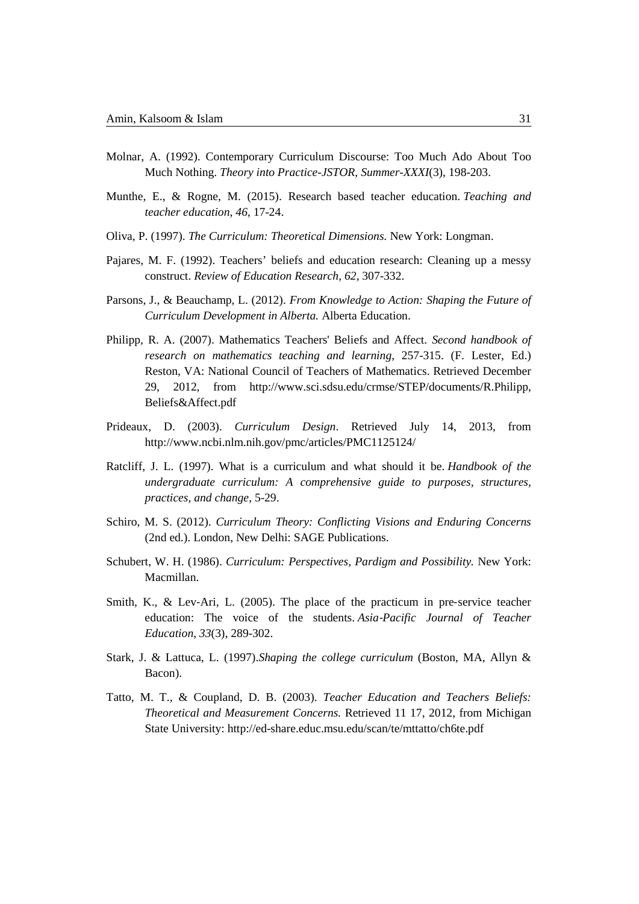Molnar, A. (1992). Contemporary Curriculum Discourse: Too Much Ado About Too Much Nothing. *Theory into Practice-JSTOR, Summer-XXXI*(3), 198-203.

Munthe, E., & Rogne, M. (2015). Research based teacher education. *Teaching and teacher education*, *46*, 17-24.

Oliva, P. (1997). *The Curriculum: Theoretical Dimensions.* New York: Longman.

Pajares, M. F. (1992). Teachers' beliefs and education research: Cleaning up a messy construct. *Review of Education Research, 62*, 307-332.

Parsons, J., & Beauchamp, L. (2012). *From Knowledge to Action: Shaping the Future of Curriculum Development in Alberta.* Alberta Education.

Philipp, R. A. (2007). Mathematics Teachers' Beliefs and Affect. *Second handbook of research on mathematics teaching and learning*, 257-315. (F. Lester, Ed.) Reston, VA: National Council of Teachers of Mathematics. Retrieved December 29, 2012, from http://www.sci.sdsu.edu/crmse/STEP/documents/R.Philipp, Beliefs&Affect.pdf

Prideaux, D. (2003). *Curriculum Design*. Retrieved July 14, 2013, from http://www.ncbi.nlm.nih.gov/pmc/articles/PMC1125124/

Ratcliff, J. L. (1997). What is a curriculum and what should it be. *Handbook of the undergraduate curriculum: A comprehensive guide to purposes, structures, practices, and change*, 5-29.

Schiro, M. S. (2012). *Curriculum Theory: Conflicting Visions and Enduring Concerns* (2nd ed.). London, New Delhi: SAGE Publications.

Schubert, W. H. (1986). *Curriculum: Perspectives, Pardigm and Possibility.* New York: Macmillan.

Smith, K., & Lev-Ari, L. (2005). The place of the practicum in pre-service teacher education: The voice of the students. *Asia-Pacific Journal of Teacher Education*, *33*(3), 289-302.

Stark, J. & Lattuca, L. (1997).*Shaping the college curriculum* (Boston, MA, Allyn & Bacon).

Tatto, M. T., & Coupland, D. B. (2003). *Teacher Education and Teachers Beliefs: Theoretical and Measurement Concerns.* Retrieved 11 17, 2012, from Michigan State University: http://ed-share.educ.msu.edu/scan/te/mttatto/ch6te.pdf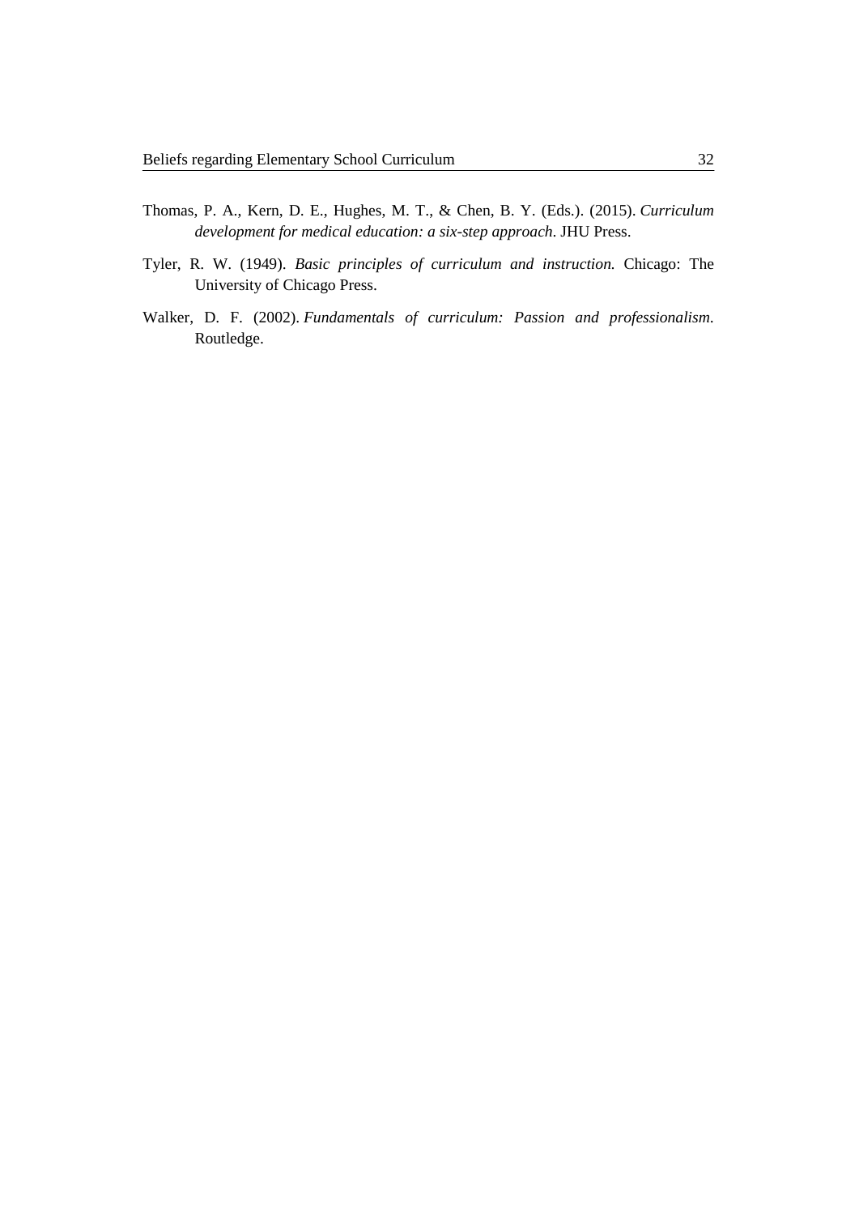Thomas, P. A., Kern, D. E., Hughes, M. T., & Chen, B. Y. (Eds.). (2015). *Curriculum development for medical education: a six-step approach*. JHU Press.

Tyler, R. W. (1949). *Basic principles of curriculum and instruction.* Chicago: The University of Chicago Press.

Walker, D. F. (2002). *Fundamentals of curriculum: Passion and professionalism.* Routledge.